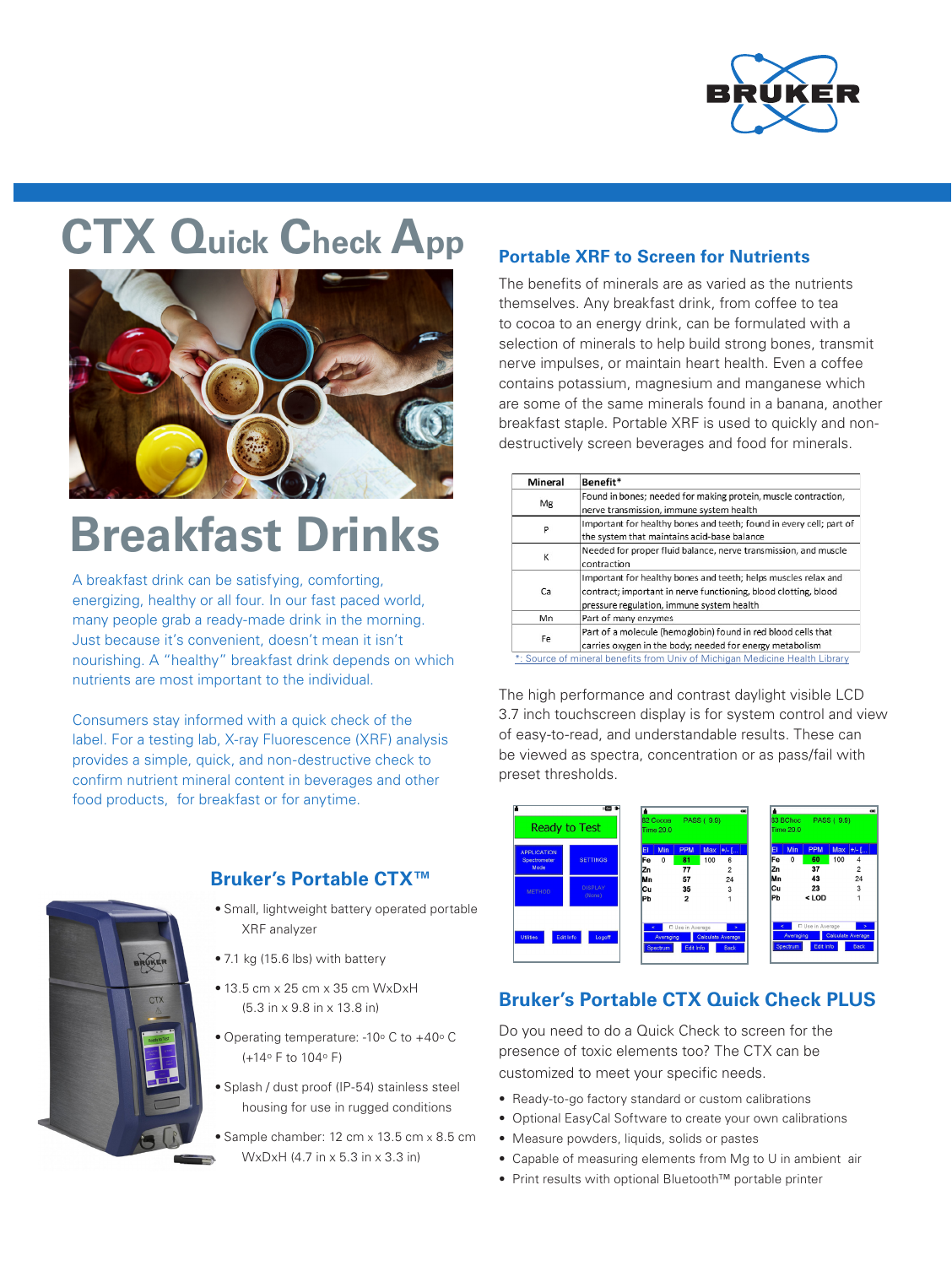# CTX Quick Check App

# Breakfast Drinks

A breakfast drink can be satisfying, comforting, energizing, healthy or all four. In our fast paced world, many people grab a ready-made drink in the morning. Just because it's convenient, doesn't mean it isn't nourishing. A "healthy" breakfast drink depends on which nutrients are most important to the individual.

Consumers stay informed with a quick check of the label. For a testing lab, X-ray Fluorescence (XRF) analysis provides a simple, quick, and non-destructive check to confirm nutrient mineral content in beverages and other food products, for breakfast or for anytime.

## Bruker's Portable CTX™

- Small, lightweight battery operated portable XRF analyzer
- 7.1 kg (15.6 lbs) with battery
- 13.5 cm x 25 cm x 35 cm WxDxH (5.3 in x 9.8 in x 13.8 in)
- Operating temperature: -10° C to +40° C (+14° F to 104° F)
- Splash / dust proof (IP-54) stainless steel housing for use in rugged conditions
- Sample chamber: 12 cm x 13.5 cm x 8.5 cm WxDxH (4.7 in x 5.3 in x 3.3 in)

## Portable XRF to Screen for Nutrients

The benefits of minerals are as varied as the nutrients themselves. Any breakfast drink, from coffee to tea to cocoa to an energy drink, can be formulated with a selection of minerals to help build strong bones, transmit nerve impulses, or maintain heart health. Even a coffee contains potassium, magnesium and manganese which are some of the same minerals found in a banana, another breakfast staple. Portable XRF is used to quickly and non-destructively screen beverages and food for minerals.

| Mineral | Benefit* |
| --- | --- |
| Mg | Found in bones; needed for making protein, muscle contraction, nerve transmission, immune system health |
| P | Important for healthy bones and teeth; found in every cell; part of the system that maintains acid-base balance |
| K | Needed for proper fluid balance, nerve transmission, and muscle contraction |
| Ca | Important for healthy bones and teeth; helps muscles relax and contract; important in nerve functioning, blood clotting, blood pressure regulation, immune system health |
| Mn | Part of many enzymes |
| Fe | Part of a molecule (hemoglobin) found in red blood cells that carries oxygen in the body; needed for energy metabolism |

*: Source of mineral benefits from Univ of Michigan Medicine Health Library

The high performance and contrast daylight visible LCD 3.7 inch touchscreen display is for system control and view of easy-to-read, and understandable results. These can be viewed as spectra, concentration or as pass/fail with preset thresholds.

## Bruker's Portable CTX Quick Check PLUS

Do you need to do a Quick Check to screen for the presence of toxic elements too? The CTX can be customized to meet your specific needs.

- Ready-to-go factory standard or custom calibrations
- Optional EasyCal Software to create your own calibrations
- Measure powders, liquids, solids or pastes
- Capable of measuring elements from Mg to U in ambient air
- Print results with optional Bluetooth™ portable printer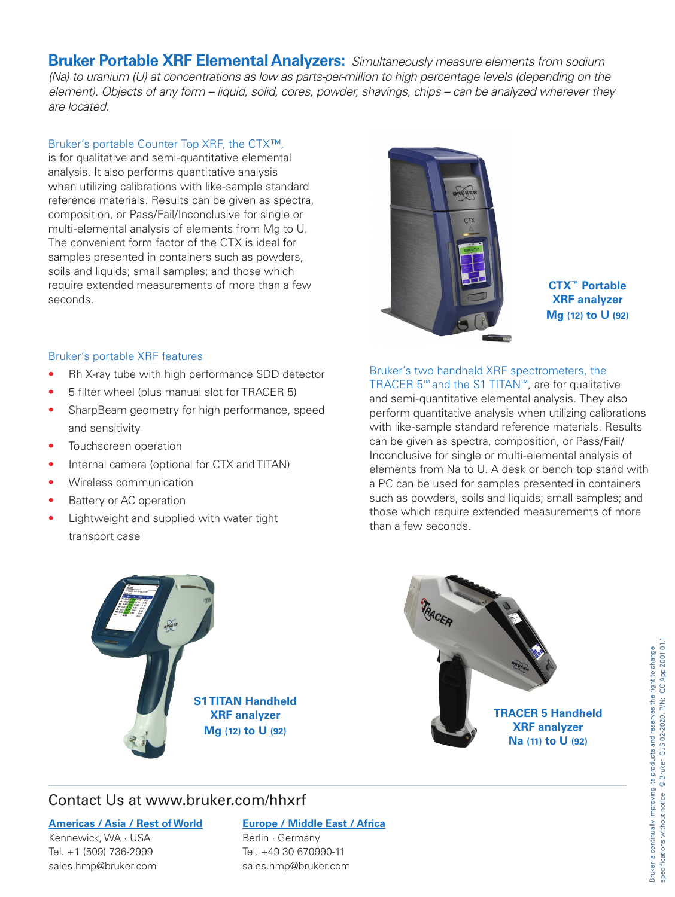**Bruker Portable XRF Elemental Analyzers:** *Simultaneously measure elements from sodium (Na) to uranium (U) at concentrations as low as parts-per-million to high percentage levels (depending on the element). Objects of any form – liquid, solid, cores, powder, shavings, chips – can be analyzed wherever they are located.*

Bruker's portable Counter Top XRF, the CTX™, is for qualitative and semi-quantitative elemental analysis. It also performs quantitative analysis when utilizing calibrations with like-sample standard reference materials. Results can be given as spectra, composition, or Pass/Fail/Inconclusive for single or multi-elemental analysis of elements from Mg to U. The convenient form factor of the CTX is ideal for samples presented in containers such as powders, soils and liquids; small samples; and those which require extended measurements of more than a few seconds.

**CTX™ Portable XRF analyzer**
**Mg (12) to U (92)**

Bruker's portable XRF features

- Rh X-ray tube with high performance SDD detector
- 5 filter wheel (plus manual slot for TRACER 5)
- SharpBeam geometry for high performance, speed and sensitivity
- Touchscreen operation
- Internal camera (optional for CTX and TITAN)
- Wireless communication
- Battery or AC operation
- Lightweight and supplied with water tight transport case

Bruker's two handheld XRF spectrometers, the TRACER 5™ and the S1 TITAN™, are for qualitative and semi-quantitative elemental analysis. They also perform quantitative analysis when utilizing calibrations with like-sample standard reference materials. Results can be given as spectra, composition, or Pass/Fail/Inconclusive for single or multi-elemental analysis of elements from Na to U. A desk or bench top stand with a PC can be used for samples presented in containers such as powders, soils and liquids; small samples; and those which require extended measurements of more than a few seconds.

**S1 TITAN Handheld XRF analyzer**
**Mg (12) to U (92)**

**TRACER 5 Handheld XRF analyzer**
**Na (11) to U (92)**

## Contact Us at www.bruker.com/hhxrf

**Americas / Asia / Rest of World**
Kennewick, WA · USA
Tel. +1 (509) 736-2999
sales.hmp@bruker.com

**Europe / Middle East / Africa**
Berlin · Germany
Tel. +49 30 670990-11
sales.hmp@bruker.com

Bruker is continually improving its products and reserves the right to change specifications without notice. © Bruker GJS 02-2020. P/N: QC App 2001.01.1